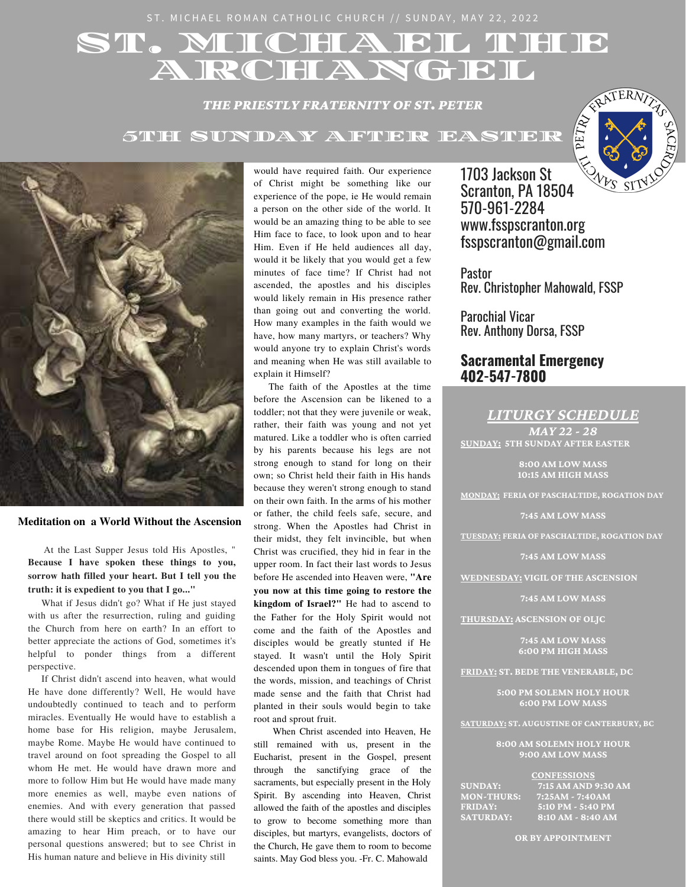ST. MICHAEL ROMAN CATHOLIC CHURCH // SUNDAY, MAY 22, 2022

# ST. MICHAEL THE ARCHANGEL

***THE PRIESTLY FRATERNITY OF ST. PETER***

## 5TH SUNDAY AFTER EASTER

1703 Jackson St
Scranton, PA 18504
570-961-2284
www.fsspscranton.org
fsspscranton@gmail.com

Pastor
Rev. Christopher Mahowald, FSSP

Parochial Vicar
Rev. Anthony Dorsa, FSSP

**Sacramental Emergency**
**402-547-7800**

### Meditation on a World Without the Ascension

At the Last Supper Jesus told His Apostles, "**Because I have spoken these things to you, sorrow hath filled your heart. But I tell you the truth: it is expedient to you that I go...**"

What if Jesus didn't go? What if He just stayed with us after the resurrection, ruling and guiding the Church from here on earth? In an effort to better appreciate the actions of God, sometimes it's helpful to ponder things from a different perspective.

If Christ didn't ascend into heaven, what would He have done differently? Well, He would have undoubtedly continued to teach and to perform miracles. Eventually He would have to establish a home base for His religion, maybe Jerusalem, maybe Rome. Maybe He would have continued to travel around on foot spreading the Gospel to all whom He met. He would have drawn more and more to follow Him but He would have made many more enemies as well, maybe even nations of enemies. And with every generation that passed there would still be skeptics and critics. It would be amazing to hear Him preach, or to have our personal questions answered; but to see Christ in His human nature and believe in His divinity still would have required faith. Our experience of Christ might be something like our experience of the pope, ie He would remain a person on the other side of the world. It would be an amazing thing to be able to see Him face to face, to look upon and to hear Him. Even if He held audiences all day, would it be likely that you would get a few minutes of face time? If Christ had not ascended, the apostles and his disciples would likely remain in His presence rather than going out and converting the world. How many examples in the faith would we have, how many martyrs, or teachers? Why would anyone try to explain Christ's words and meaning when He was still available to explain it Himself?

The faith of the Apostles at the time before the Ascension can be likened to a toddler; not that they were juvenile or weak, rather, their faith was young and not yet matured. Like a toddler who is often carried by his parents because his legs are not strong enough to stand for long on their own; so Christ held their faith in His hands because they weren't strong enough to stand on their own faith. In the arms of his mother or father, the child feels safe, secure, and strong. When the Apostles had Christ in their midst, they felt invincible, but when Christ was crucified, they hid in fear in the upper room. In fact their last words to Jesus before He ascended into Heaven were, **"Are you now at this time going to restore the kingdom of Israel?"** He had to ascend to the Father for the Holy Spirit would not come and the faith of the Apostles and disciples would be greatly stunted if He stayed. It wasn't until the Holy Spirit descended upon them in tongues of fire that the words, mission, and teachings of Christ made sense and the faith that Christ had planted in their souls would begin to take root and sprout fruit.

When Christ ascended into Heaven, He still remained with us, present in the Eucharist, present in the Gospel, present through the sanctifying grace of the sacraments, but especially present in the Holy Spirit. By ascending into Heaven, Christ allowed the faith of the apostles and disciples to grow to become something more than disciples, but martyrs, evangelists, doctors of the Church, He gave them to room to become saints. May God bless you. -Fr. C. Mahowald

### *LITURGY SCHEDULE*

***MAY 22 - 28***

**SUNDAY: 5TH SUNDAY AFTER EASTER**

8:00 AM LOW MASS
10:15 AM HIGH MASS

**MONDAY: FERIA OF PASCHALTIDE, ROGATION DAY**

7:45 AM LOW MASS

**TUESDAY: FERIA OF PASCHALTIDE, ROGATION DAY**

7:45 AM LOW MASS

**WEDNESDAY: VIGIL OF THE ASCENSION**

7:45 AM LOW MASS

**THURSDAY: ASCENSION OF OLJC**

7:45 AM LOW MASS
6:00 PM HIGH MASS

**FRIDAY: ST. BEDE THE VENERABLE, DC**

5:00 PM SOLEMN HOLY HOUR
6:00 PM LOW MASS

**SATURDAY: ST. AUGUSTINE OF CANTERBURY, BC**

8:00 AM SOLEMN HOLY HOUR
9:00 AM LOW MASS

**CONFESSIONS**

| | |
|---|---|
| SUNDAY: | 7:15 AM AND 9:30 AM |
| MON-THURS: | 7:25AM - 7:40AM |
| FRIDAY: | 5:10 PM - 5:40 PM |
| SATURDAY: | 8:10 AM - 8:40 AM |

OR BY APPOINTMENT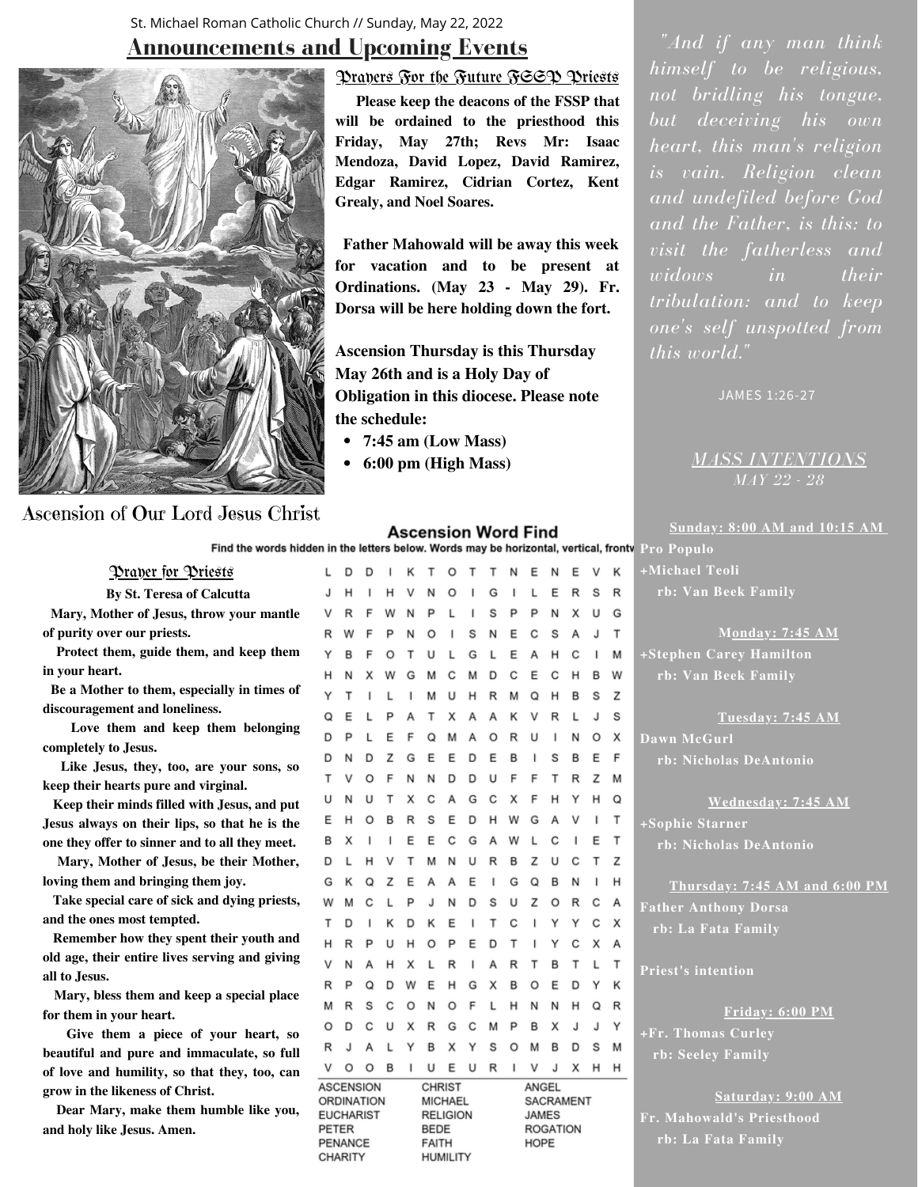St. Michael Roman Catholic Church // Sunday, May 22, 2022

# Announcements and Upcoming Events

Ascension of Our Lord Jesus Christ

### Prayers For the Future FSSP Priests

**Please keep the deacons of the FSSP that will be ordained to the priesthood this Friday, May 27th; Revs Mr: Isaac Mendoza, David Lopez, David Ramirez, Edgar Ramirez, Cidrian Cortez, Kent Grealy, and Noel Soares.**

**Father Mahowald will be away this week for vacation and to be present at Ordinations. (May 23 - May 29). Fr. Dorsa will be here holding down the fort.**

**Ascension Thursday is this Thursday May 26th and is a Holy Day of Obligation in this diocese. Please note the schedule:**

- **7:45 am (Low Mass)**
- **6:00 pm (High Mass)**

### Prayer for Priests

**By St. Teresa of Calcutta**

**Mary, Mother of Jesus, throw your mantle of purity over our priests.**

**Protect them, guide them, and keep them in your heart.**

**Be a Mother to them, especially in times of discouragement and loneliness.**

**Love them and keep them belonging completely to Jesus.**

**Like Jesus, they, too, are your sons, so keep their hearts pure and virginal.**

**Keep their minds filled with Jesus, and put Jesus always on their lips, so that he is the one they offer to sinner and to all they meet.**

**Mary, Mother of Jesus, be their Mother, loving them and bringing them joy.**

**Take special care of sick and dying priests, and the ones most tempted.**

**Remember how they spent their youth and old age, their entire lives serving and giving all to Jesus.**

**Mary, bless them and keep a special place for them in your heart.**

**Give them a piece of your heart, so beautiful and pure and immaculate, so full of love and humility, so that they, too, can grow in the likeness of Christ.**

**Dear Mary, make them humble like you, and holy like Jesus. Amen.**

### Ascension Word Find

Find the words hidden in the letters below. Words may be horizontal, vertical, frontw

```
L D D I K T O T T N E N E V K
J H I H V N O I G I L E R S R
V R F W N P L I S P P N X U G
R W F P N O I S N E C S A J T
Y B F O T U L G L E A H C I M
H N X W G M C M D C E C H B W
Y T I L I M U H R M Q H B S Z
Q E L P A T X A A K V R L J S
D P L E F Q M A O R U I N O X
D N D Z G E E D E B I S B E F
T V O F N N D D U F F T R Z M
U N U T X C A G C X F H Y H Q
E H O B R S E D H W G A V I T
B X I I E E C G A W L C I E T
D L H V T M N U R B Z U C T Z
G K Q Z E A A E I G Q B N I H
W M C L P J N D S U Z O R C A
T D I K D K E I T C I Y Y C X
H R P U H O P E D T I Y C X A
V N A H X L R I A R T B T L T
R P Q D W E H G X B O E D Y K
M R S C O N O F L H N N H Q R
O D C U X R G C M P B X J J Y
R J A L Y B X Y S O M B D S M
V O O B I U E U R I V J X H H
```

| | | |
|---|---|---|
| ASCENSION | CHRIST | ANGEL |
| ORDINATION | MICHAEL | SACRAMENT |
| EUCHARIST | RELIGION | JAMES |
| PETER | BEDE | ROGATION |
| PENANCE | FAITH | HOPE |
| CHARITY | HUMILITY | |

*"And if any man think himself to be religious, not bridling his tongue, but deceiving his own heart, this man's religion is vain. Religion clean and undefiled before God and the Father, is this: to visit the fatherless and widows in their tribulation: and to keep one's self unspotted from this world."*

JAMES 1:26-27

### *MASS INTENTIONS*

*MAY 22 - 28*

**Sunday: 8:00 AM and 10:15 AM**
**Pro Populo**
**+Michael Teoli**
**rb: Van Beek Family**

**Monday: 7:45 AM**
**+Stephen Carey Hamilton**
**rb: Van Beek Family**

**Tuesday: 7:45 AM**
**Dawn McGurl**
**rb: Nicholas DeAntonio**

**Wednesday: 7:45 AM**
**+Sophie Starner**
**rb: Nicholas DeAntonio**

**Thursday: 7:45 AM and 6:00 PM**
**Father Anthony Dorsa**
**rb: La Fata Family**

**Priest's intention**

**Friday: 6:00 PM**
**+Fr. Thomas Curley**
**rb: Seeley Family**

**Saturday: 9:00 AM**
**Fr. Mahowald's Priesthood**
**rb: La Fata Family**